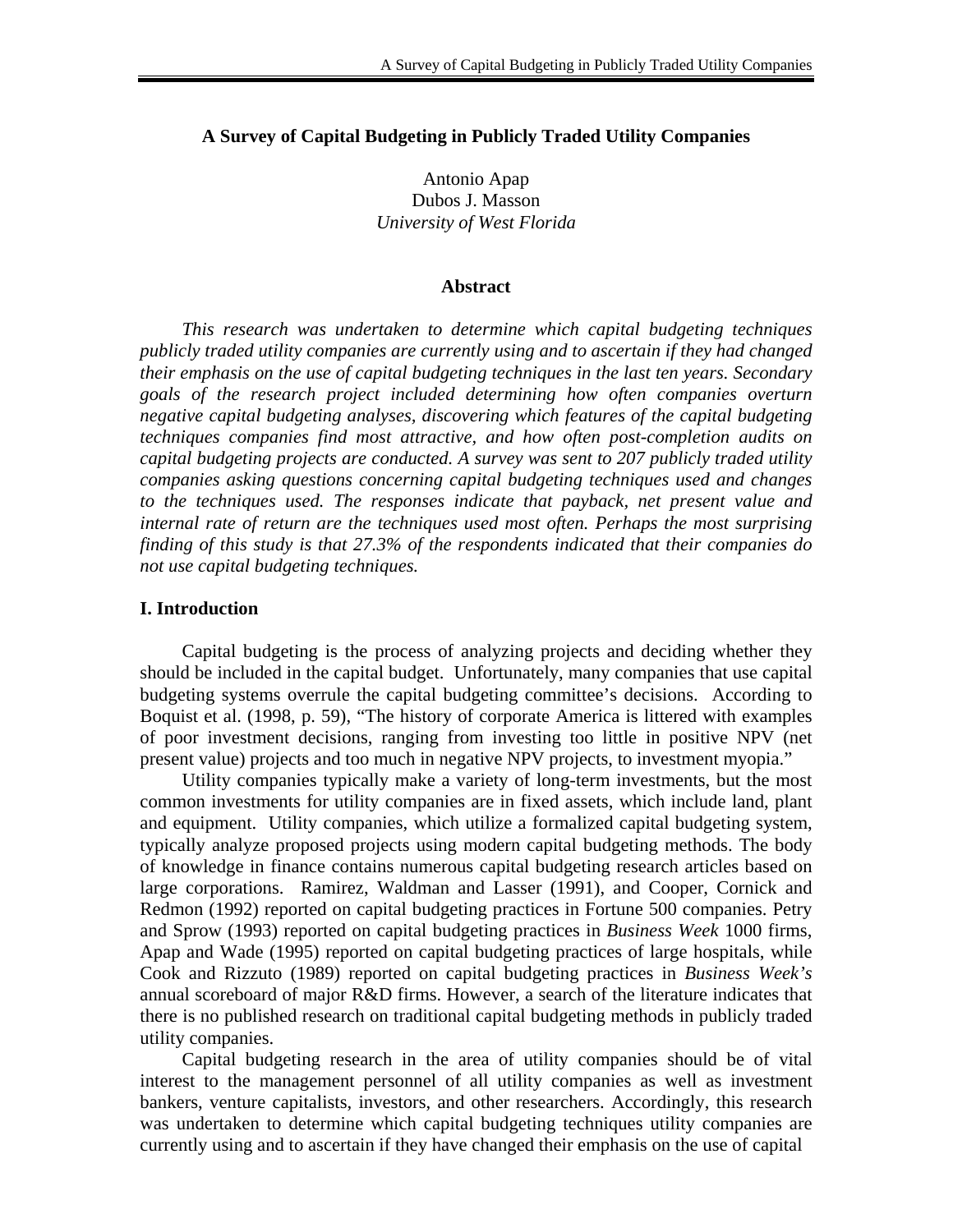# A Survey of Capital Budgeting in Publicly Traded Utility Companies

Antonio Apap
Dubos J. Masson
*University of West Florida*

## Abstract

*This research was undertaken to determine which capital budgeting techniques publicly traded utility companies are currently using and to ascertain if they had changed their emphasis on the use of capital budgeting techniques in the last ten years. Secondary goals of the research project included determining how often companies overturn negative capital budgeting analyses, discovering which features of the capital budgeting techniques companies find most attractive, and how often post-completion audits on capital budgeting projects are conducted. A survey was sent to 207 publicly traded utility companies asking questions concerning capital budgeting techniques used and changes to the techniques used. The responses indicate that payback, net present value and internal rate of return are the techniques used most often. Perhaps the most surprising finding of this study is that 27.3% of the respondents indicated that their companies do not use capital budgeting techniques.*

## I. Introduction

Capital budgeting is the process of analyzing projects and deciding whether they should be included in the capital budget. Unfortunately, many companies that use capital budgeting systems overrule the capital budgeting committee's decisions. According to Boquist et al. (1998, p. 59), "The history of corporate America is littered with examples of poor investment decisions, ranging from investing too little in positive NPV (net present value) projects and too much in negative NPV projects, to investment myopia."

Utility companies typically make a variety of long-term investments, but the most common investments for utility companies are in fixed assets, which include land, plant and equipment. Utility companies, which utilize a formalized capital budgeting system, typically analyze proposed projects using modern capital budgeting methods. The body of knowledge in finance contains numerous capital budgeting research articles based on large corporations. Ramirez, Waldman and Lasser (1991), and Cooper, Cornick and Redmon (1992) reported on capital budgeting practices in Fortune 500 companies. Petry and Sprow (1993) reported on capital budgeting practices in *Business Week* 1000 firms, Apap and Wade (1995) reported on capital budgeting practices of large hospitals, while Cook and Rizzuto (1989) reported on capital budgeting practices in *Business Week's* annual scoreboard of major R&D firms. However, a search of the literature indicates that there is no published research on traditional capital budgeting methods in publicly traded utility companies.

Capital budgeting research in the area of utility companies should be of vital interest to the management personnel of all utility companies as well as investment bankers, venture capitalists, investors, and other researchers. Accordingly, this research was undertaken to determine which capital budgeting techniques utility companies are currently using and to ascertain if they have changed their emphasis on the use of capital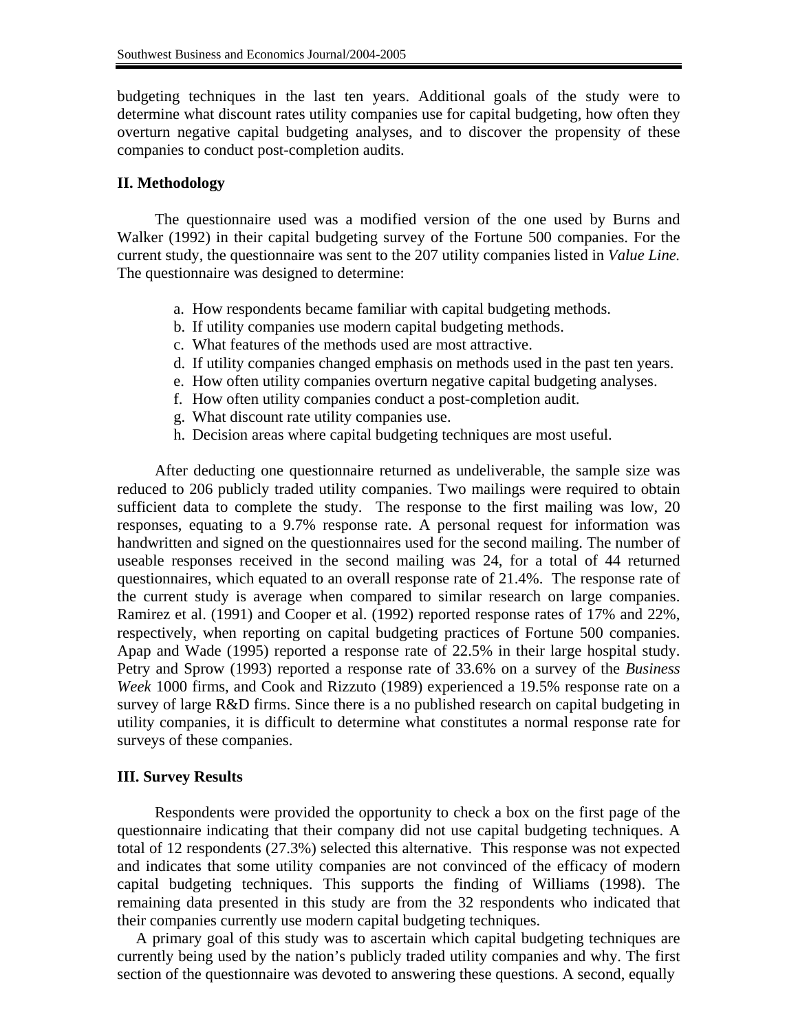budgeting techniques in the last ten years. Additional goals of the study were to determine what discount rates utility companies use for capital budgeting, how often they overturn negative capital budgeting analyses, and to discover the propensity of these companies to conduct post-completion audits.

## II. Methodology

The questionnaire used was a modified version of the one used by Burns and Walker (1992) in their capital budgeting survey of the Fortune 500 companies. For the current study, the questionnaire was sent to the 207 utility companies listed in *Value Line.* The questionnaire was designed to determine:

a. How respondents became familiar with capital budgeting methods.
b. If utility companies use modern capital budgeting methods.
c. What features of the methods used are most attractive.
d. If utility companies changed emphasis on methods used in the past ten years.
e. How often utility companies overturn negative capital budgeting analyses.
f. How often utility companies conduct a post-completion audit.
g. What discount rate utility companies use.
h. Decision areas where capital budgeting techniques are most useful.

After deducting one questionnaire returned as undeliverable, the sample size was reduced to 206 publicly traded utility companies. Two mailings were required to obtain sufficient data to complete the study. The response to the first mailing was low, 20 responses, equating to a 9.7% response rate. A personal request for information was handwritten and signed on the questionnaires used for the second mailing. The number of useable responses received in the second mailing was 24, for a total of 44 returned questionnaires, which equated to an overall response rate of 21.4%. The response rate of the current study is average when compared to similar research on large companies. Ramirez et al. (1991) and Cooper et al. (1992) reported response rates of 17% and 22%, respectively, when reporting on capital budgeting practices of Fortune 500 companies. Apap and Wade (1995) reported a response rate of 22.5% in their large hospital study. Petry and Sprow (1993) reported a response rate of 33.6% on a survey of the *Business Week* 1000 firms, and Cook and Rizzuto (1989) experienced a 19.5% response rate on a survey of large R&D firms. Since there is a no published research on capital budgeting in utility companies, it is difficult to determine what constitutes a normal response rate for surveys of these companies.

## III. Survey Results

Respondents were provided the opportunity to check a box on the first page of the questionnaire indicating that their company did not use capital budgeting techniques. A total of 12 respondents (27.3%) selected this alternative. This response was not expected and indicates that some utility companies are not convinced of the efficacy of modern capital budgeting techniques. This supports the finding of Williams (1998). The remaining data presented in this study are from the 32 respondents who indicated that their companies currently use modern capital budgeting techniques.

A primary goal of this study was to ascertain which capital budgeting techniques are currently being used by the nation's publicly traded utility companies and why. The first section of the questionnaire was devoted to answering these questions. A second, equally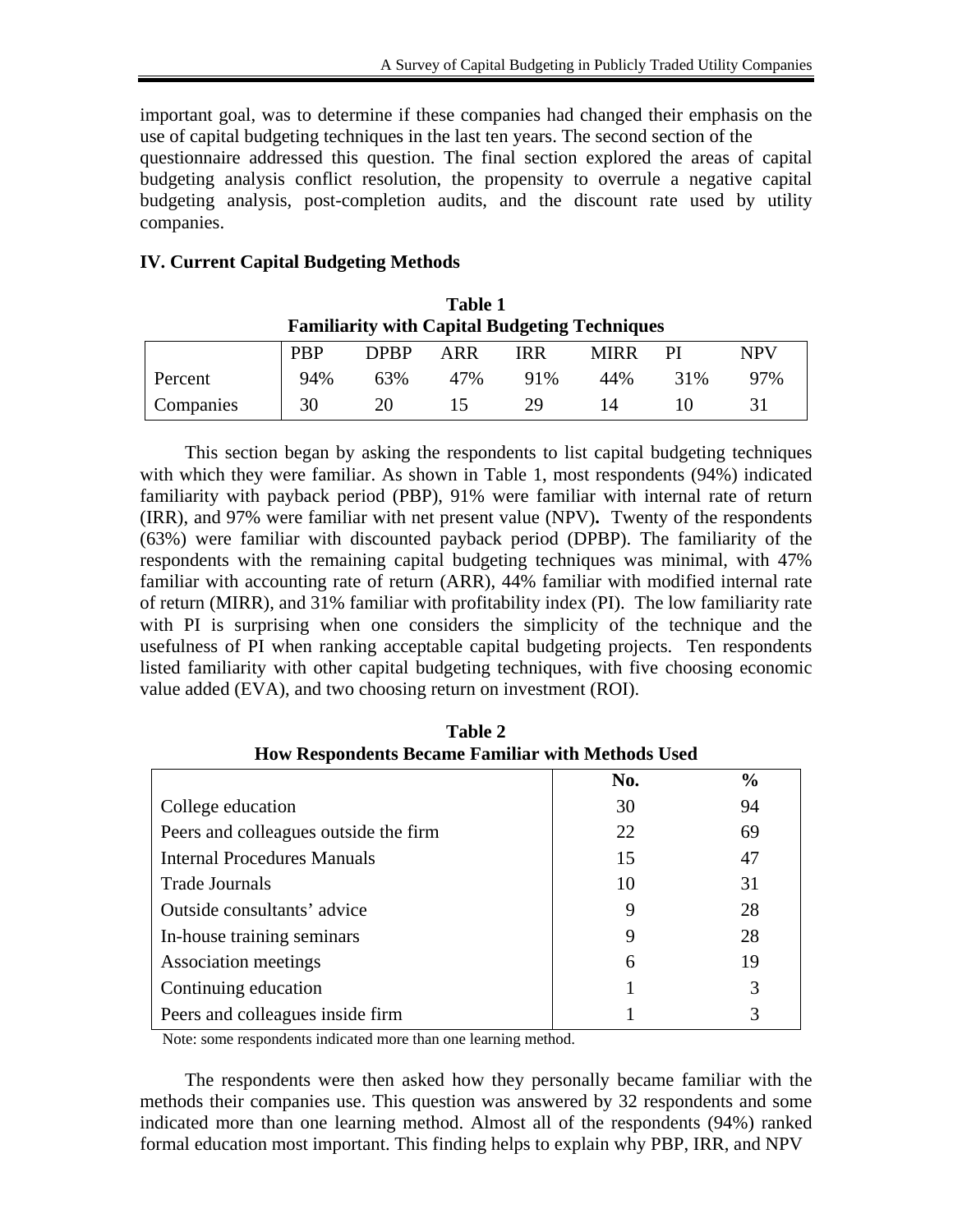important goal, was to determine if these companies had changed their emphasis on the use of capital budgeting techniques in the last ten years. The second section of the questionnaire addressed this question. The final section explored the areas of capital budgeting analysis conflict resolution, the propensity to overrule a negative capital budgeting analysis, post-completion audits, and the discount rate used by utility companies.

## IV. Current Capital Budgeting Methods

**Table 1**
**Familiarity with Capital Budgeting Techniques**

| | PBP | DPBP | ARR | IRR | MIRR | PI | NPV |
|---|---|---|---|---|---|---|---|
| Percent | 94% | 63% | 47% | 91% | 44% | 31% | 97% |
| Companies | 30 | 20 | 15 | 29 | 14 | 10 | 31 |

This section began by asking the respondents to list capital budgeting techniques with which they were familiar. As shown in Table 1, most respondents (94%) indicated familiarity with payback period (PBP), 91% were familiar with internal rate of return (IRR), and 97% were familiar with net present value (NPV)**.** Twenty of the respondents (63%) were familiar with discounted payback period (DPBP). The familiarity of the respondents with the remaining capital budgeting techniques was minimal, with 47% familiar with accounting rate of return (ARR), 44% familiar with modified internal rate of return (MIRR), and 31% familiar with profitability index (PI). The low familiarity rate with PI is surprising when one considers the simplicity of the technique and the usefulness of PI when ranking acceptable capital budgeting projects. Ten respondents listed familiarity with other capital budgeting techniques, with five choosing economic value added (EVA), and two choosing return on investment (ROI).

**Table 2**
**How Respondents Became Familiar with Methods Used**

| | No. | % |
|---|---|---|
| College education | 30 | 94 |
| Peers and colleagues outside the firm | 22 | 69 |
| Internal Procedures Manuals | 15 | 47 |
| Trade Journals | 10 | 31 |
| Outside consultants' advice | 9 | 28 |
| In-house training seminars | 9 | 28 |
| Association meetings | 6 | 19 |
| Continuing education | 1 | 3 |
| Peers and colleagues inside firm | 1 | 3 |

Note: some respondents indicated more than one learning method.

The respondents were then asked how they personally became familiar with the methods their companies use. This question was answered by 32 respondents and some indicated more than one learning method. Almost all of the respondents (94%) ranked formal education most important. This finding helps to explain why PBP, IRR, and NPV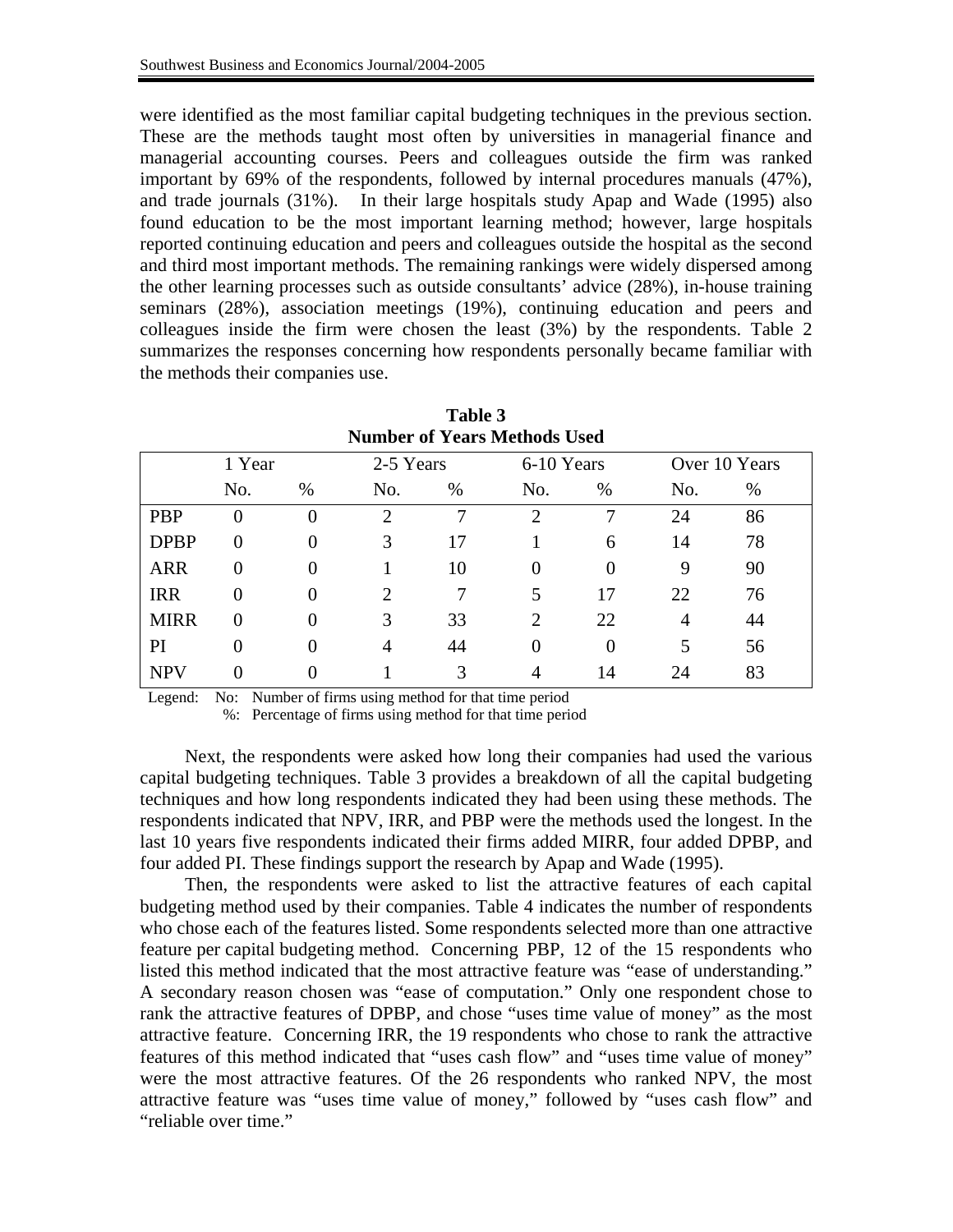were identified as the most familiar capital budgeting techniques in the previous section. These are the methods taught most often by universities in managerial finance and managerial accounting courses. Peers and colleagues outside the firm was ranked important by 69% of the respondents, followed by internal procedures manuals (47%), and trade journals (31%). In their large hospitals study Apap and Wade (1995) also found education to be the most important learning method; however, large hospitals reported continuing education and peers and colleagues outside the hospital as the second and third most important methods. The remaining rankings were widely dispersed among the other learning processes such as outside consultants' advice (28%), in-house training seminars (28%), association meetings (19%), continuing education and peers and colleagues inside the firm were chosen the least (3%) by the respondents. Table 2 summarizes the responses concerning how respondents personally became familiar with the methods their companies use.

**Table 3**
**Number of Years Methods Used**

| | 1 Year | | 2-5 Years | | 6-10 Years | | Over 10 Years | |
|---|---|---|---|---|---|---|---|---|
| | No. | % | No. | % | No. | % | No. | % |
| PBP | 0 | 0 | 2 | 7 | 2 | 7 | 24 | 86 |
| DPBP | 0 | 0 | 3 | 17 | 1 | 6 | 14 | 78 |
| ARR | 0 | 0 | 1 | 10 | 0 | 0 | 9 | 90 |
| IRR | 0 | 0 | 2 | 7 | 5 | 17 | 22 | 76 |
| MIRR | 0 | 0 | 3 | 33 | 2 | 22 | 4 | 44 |
| PI | 0 | 0 | 4 | 44 | 0 | 0 | 5 | 56 |
| NPV | 0 | 0 | 1 | 3 | 4 | 14 | 24 | 83 |

Legend: No: Number of firms using method for that time period
%: Percentage of firms using method for that time period

Next, the respondents were asked how long their companies had used the various capital budgeting techniques. Table 3 provides a breakdown of all the capital budgeting techniques and how long respondents indicated they had been using these methods. The respondents indicated that NPV, IRR, and PBP were the methods used the longest. In the last 10 years five respondents indicated their firms added MIRR, four added DPBP, and four added PI. These findings support the research by Apap and Wade (1995).

Then, the respondents were asked to list the attractive features of each capital budgeting method used by their companies. Table 4 indicates the number of respondents who chose each of the features listed. Some respondents selected more than one attractive feature per capital budgeting method. Concerning PBP, 12 of the 15 respondents who listed this method indicated that the most attractive feature was "ease of understanding." A secondary reason chosen was "ease of computation." Only one respondent chose to rank the attractive features of DPBP, and chose "uses time value of money" as the most attractive feature. Concerning IRR, the 19 respondents who chose to rank the attractive features of this method indicated that "uses cash flow" and "uses time value of money" were the most attractive features. Of the 26 respondents who ranked NPV, the most attractive feature was "uses time value of money," followed by "uses cash flow" and "reliable over time."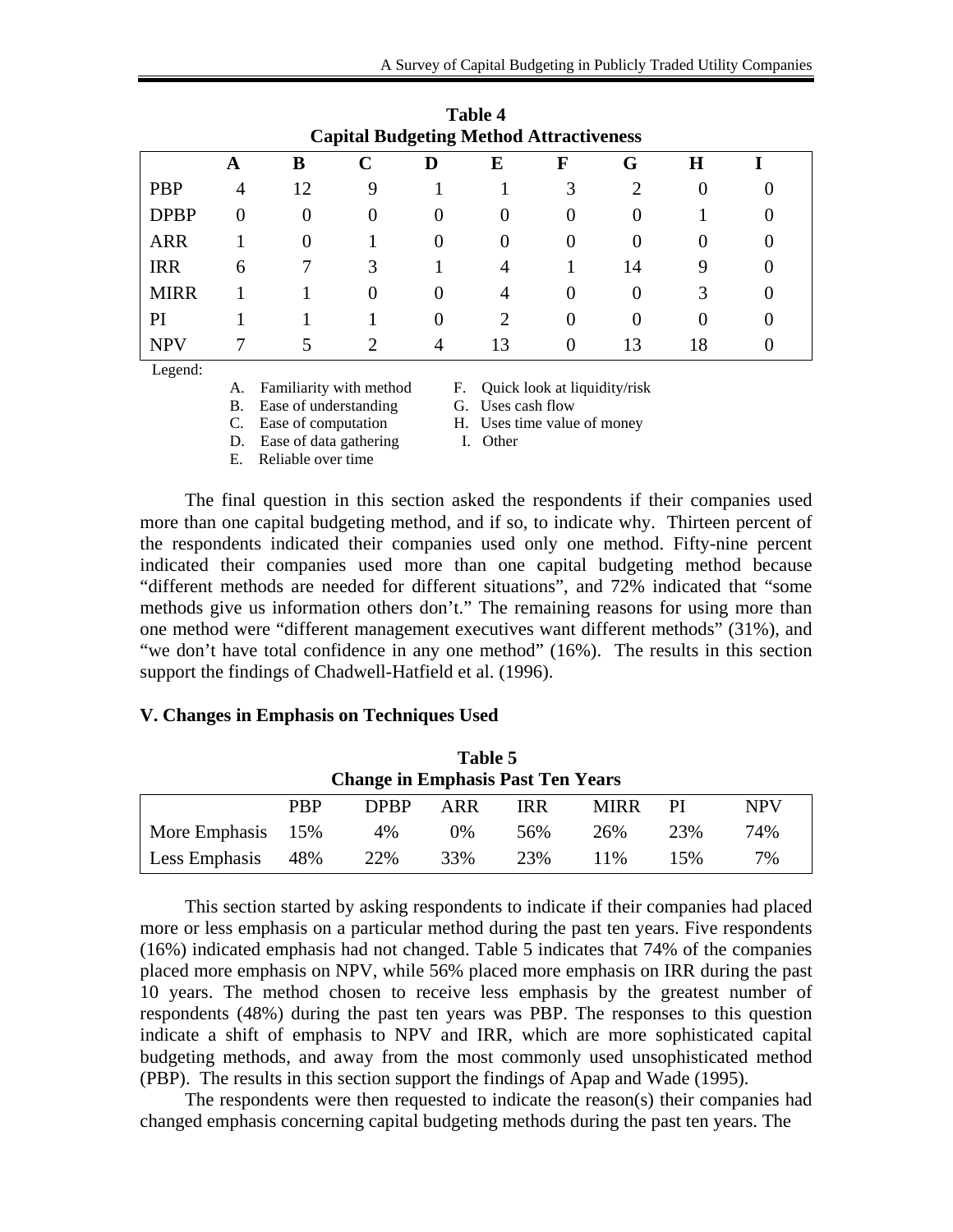**Table 4**
**Capital Budgeting Method Attractiveness**

| | A | B | C | D | E | F | G | H | I |
|---|---|---|---|---|---|---|---|---|---|
| PBP | 4 | 12 | 9 | 1 | 1 | 3 | 2 | 0 | 0 |
| DPBP | 0 | 0 | 0 | 0 | 0 | 0 | 0 | 1 | 0 |
| ARR | 1 | 0 | 1 | 0 | 0 | 0 | 0 | 0 | 0 |
| IRR | 6 | 7 | 3 | 1 | 4 | 1 | 14 | 9 | 0 |
| MIRR | 1 | 1 | 0 | 0 | 4 | 0 | 0 | 3 | 0 |
| PI | 1 | 1 | 1 | 0 | 2 | 0 | 0 | 0 | 0 |
| NPV | 7 | 5 | 2 | 4 | 13 | 0 | 13 | 18 | 0 |

Legend:

A. Familiarity with method
B. Ease of understanding
C. Ease of computation
D. Ease of data gathering
E. Reliable over time
F. Quick look at liquidity/risk
G. Uses cash flow
H. Uses time value of money
I. Other

The final question in this section asked the respondents if their companies used more than one capital budgeting method, and if so, to indicate why. Thirteen percent of the respondents indicated their companies used only one method. Fifty-nine percent indicated their companies used more than one capital budgeting method because "different methods are needed for different situations", and 72% indicated that "some methods give us information others don't." The remaining reasons for using more than one method were "different management executives want different methods" (31%), and "we don't have total confidence in any one method" (16%). The results in this section support the findings of Chadwell-Hatfield et al. (1996).

### V. Changes in Emphasis on Techniques Used

**Table 5**
**Change in Emphasis Past Ten Years**

| | PBP | DPBP | ARR | IRR | MIRR | PI | NPV |
|---|---|---|---|---|---|---|---|
| More Emphasis | 15% | 4% | 0% | 56% | 26% | 23% | 74% |
| Less Emphasis | 48% | 22% | 33% | 23% | 11% | 15% | 7% |

This section started by asking respondents to indicate if their companies had placed more or less emphasis on a particular method during the past ten years. Five respondents (16%) indicated emphasis had not changed. Table 5 indicates that 74% of the companies placed more emphasis on NPV, while 56% placed more emphasis on IRR during the past 10 years. The method chosen to receive less emphasis by the greatest number of respondents (48%) during the past ten years was PBP. The responses to this question indicate a shift of emphasis to NPV and IRR, which are more sophisticated capital budgeting methods, and away from the most commonly used unsophisticated method (PBP). The results in this section support the findings of Apap and Wade (1995).

The respondents were then requested to indicate the reason(s) their companies had changed emphasis concerning capital budgeting methods during the past ten years. The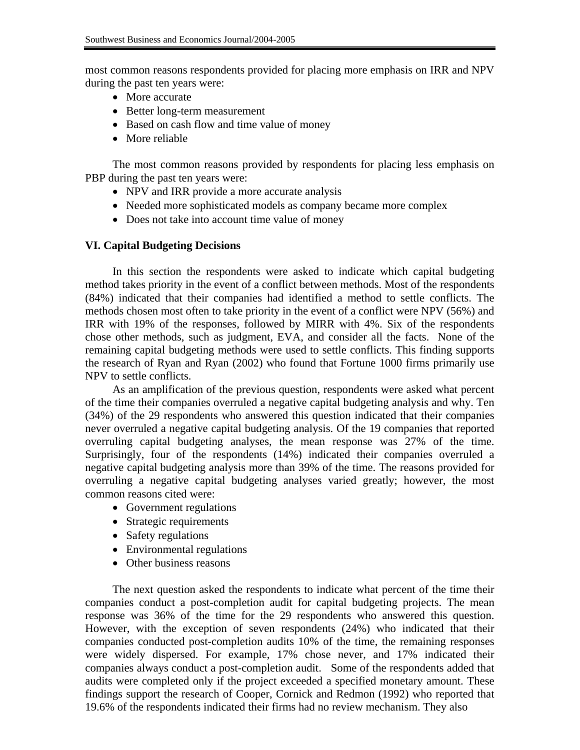most common reasons respondents provided for placing more emphasis on IRR and NPV during the past ten years were:

- More accurate
- Better long-term measurement
- Based on cash flow and time value of money
- More reliable

The most common reasons provided by respondents for placing less emphasis on PBP during the past ten years were:

- NPV and IRR provide a more accurate analysis
- Needed more sophisticated models as company became more complex
- Does not take into account time value of money

## VI. Capital Budgeting Decisions

In this section the respondents were asked to indicate which capital budgeting method takes priority in the event of a conflict between methods. Most of the respondents (84%) indicated that their companies had identified a method to settle conflicts. The methods chosen most often to take priority in the event of a conflict were NPV (56%) and IRR with 19% of the responses, followed by MIRR with 4%. Six of the respondents chose other methods, such as judgment, EVA, and consider all the facts. None of the remaining capital budgeting methods were used to settle conflicts. This finding supports the research of Ryan and Ryan (2002) who found that Fortune 1000 firms primarily use NPV to settle conflicts.

As an amplification of the previous question, respondents were asked what percent of the time their companies overruled a negative capital budgeting analysis and why. Ten (34%) of the 29 respondents who answered this question indicated that their companies never overruled a negative capital budgeting analysis. Of the 19 companies that reported overruling capital budgeting analyses, the mean response was 27% of the time. Surprisingly, four of the respondents (14%) indicated their companies overruled a negative capital budgeting analysis more than 39% of the time. The reasons provided for overruling a negative capital budgeting analyses varied greatly; however, the most common reasons cited were:

- Government regulations
- Strategic requirements
- Safety regulations
- Environmental regulations
- Other business reasons

The next question asked the respondents to indicate what percent of the time their companies conduct a post-completion audit for capital budgeting projects. The mean response was 36% of the time for the 29 respondents who answered this question. However, with the exception of seven respondents (24%) who indicated that their companies conducted post-completion audits 10% of the time, the remaining responses were widely dispersed. For example, 17% chose never, and 17% indicated their companies always conduct a post-completion audit. Some of the respondents added that audits were completed only if the project exceeded a specified monetary amount. These findings support the research of Cooper, Cornick and Redmon (1992) who reported that 19.6% of the respondents indicated their firms had no review mechanism. They also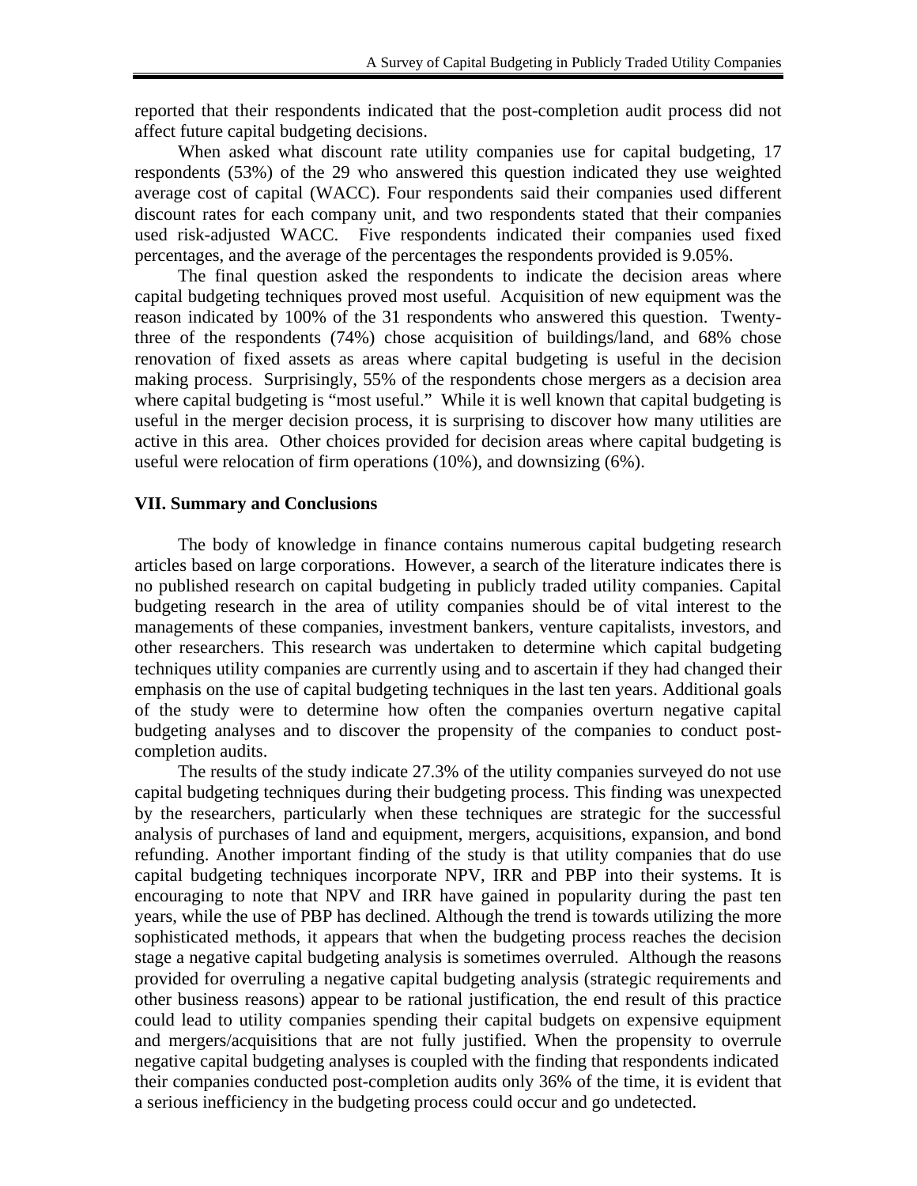reported that their respondents indicated that the post-completion audit process did not affect future capital budgeting decisions.

When asked what discount rate utility companies use for capital budgeting, 17 respondents (53%) of the 29 who answered this question indicated they use weighted average cost of capital (WACC). Four respondents said their companies used different discount rates for each company unit, and two respondents stated that their companies used risk-adjusted WACC. Five respondents indicated their companies used fixed percentages, and the average of the percentages the respondents provided is 9.05%.

The final question asked the respondents to indicate the decision areas where capital budgeting techniques proved most useful. Acquisition of new equipment was the reason indicated by 100% of the 31 respondents who answered this question. Twenty-three of the respondents (74%) chose acquisition of buildings/land, and 68% chose renovation of fixed assets as areas where capital budgeting is useful in the decision making process. Surprisingly, 55% of the respondents chose mergers as a decision area where capital budgeting is "most useful." While it is well known that capital budgeting is useful in the merger decision process, it is surprising to discover how many utilities are active in this area. Other choices provided for decision areas where capital budgeting is useful were relocation of firm operations (10%), and downsizing (6%).

## VII. Summary and Conclusions

The body of knowledge in finance contains numerous capital budgeting research articles based on large corporations. However, a search of the literature indicates there is no published research on capital budgeting in publicly traded utility companies. Capital budgeting research in the area of utility companies should be of vital interest to the managements of these companies, investment bankers, venture capitalists, investors, and other researchers. This research was undertaken to determine which capital budgeting techniques utility companies are currently using and to ascertain if they had changed their emphasis on the use of capital budgeting techniques in the last ten years. Additional goals of the study were to determine how often the companies overturn negative capital budgeting analyses and to discover the propensity of the companies to conduct post-completion audits.

The results of the study indicate 27.3% of the utility companies surveyed do not use capital budgeting techniques during their budgeting process. This finding was unexpected by the researchers, particularly when these techniques are strategic for the successful analysis of purchases of land and equipment, mergers, acquisitions, expansion, and bond refunding. Another important finding of the study is that utility companies that do use capital budgeting techniques incorporate NPV, IRR and PBP into their systems. It is encouraging to note that NPV and IRR have gained in popularity during the past ten years, while the use of PBP has declined. Although the trend is towards utilizing the more sophisticated methods, it appears that when the budgeting process reaches the decision stage a negative capital budgeting analysis is sometimes overruled. Although the reasons provided for overruling a negative capital budgeting analysis (strategic requirements and other business reasons) appear to be rational justification, the end result of this practice could lead to utility companies spending their capital budgets on expensive equipment and mergers/acquisitions that are not fully justified. When the propensity to overrule negative capital budgeting analyses is coupled with the finding that respondents indicated their companies conducted post-completion audits only 36% of the time, it is evident that a serious inefficiency in the budgeting process could occur and go undetected.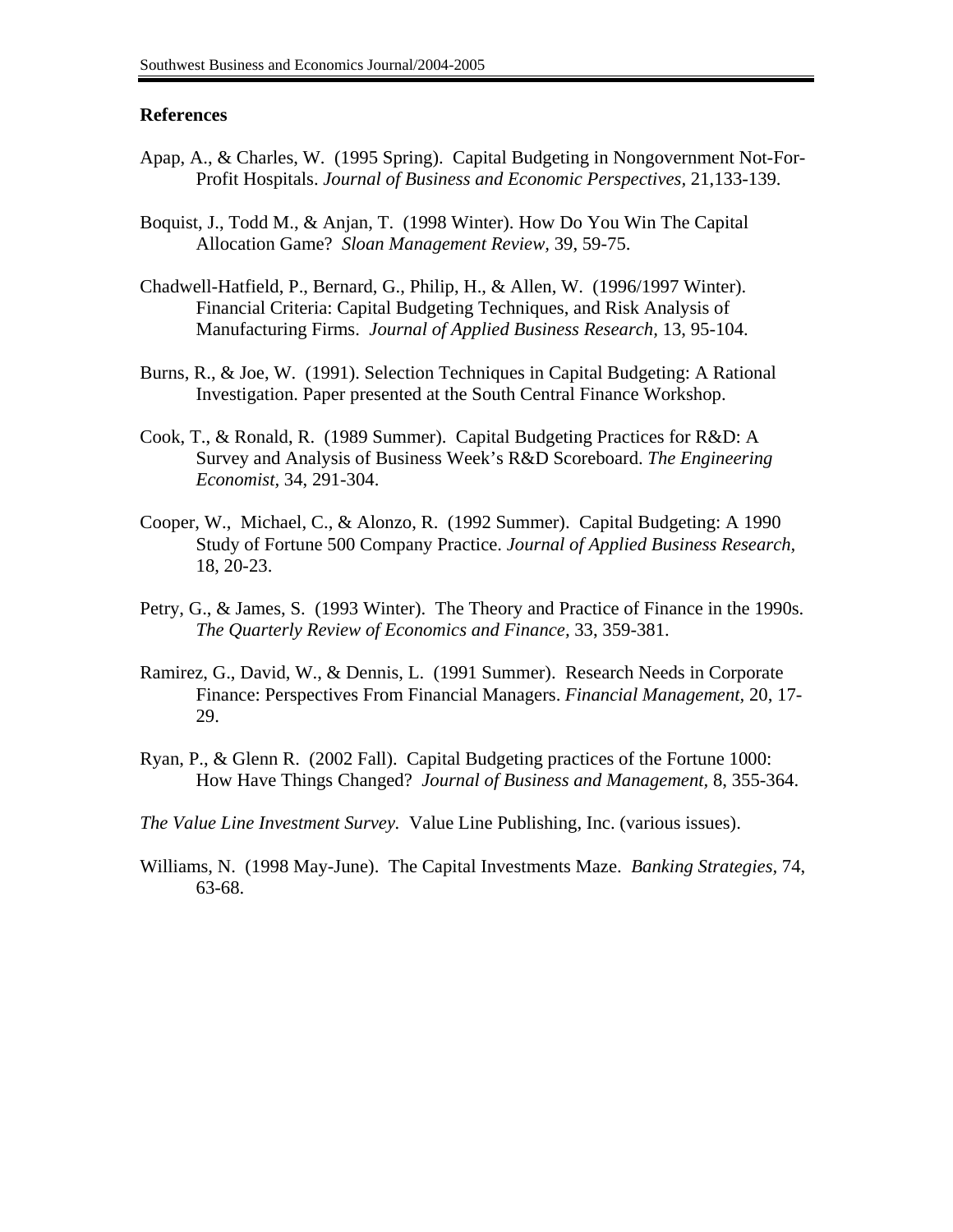## References

Apap, A., & Charles, W. (1995 Spring). Capital Budgeting in Nongovernment Not-For-Profit Hospitals. *Journal of Business and Economic Perspectives,* 21,133-139.

Boquist, J., Todd M., & Anjan, T. (1998 Winter). How Do You Win The Capital Allocation Game? *Sloan Management Review*, 39, 59-75.

Chadwell-Hatfield, P., Bernard, G., Philip, H., & Allen, W. (1996/1997 Winter). Financial Criteria: Capital Budgeting Techniques, and Risk Analysis of Manufacturing Firms. *Journal of Applied Business Research*, 13, 95-104.

Burns, R., & Joe, W. (1991). Selection Techniques in Capital Budgeting: A Rational Investigation. Paper presented at the South Central Finance Workshop.

Cook, T., & Ronald, R. (1989 Summer). Capital Budgeting Practices for R&D: A Survey and Analysis of Business Week's R&D Scoreboard. *The Engineering Economist*, 34, 291-304.

Cooper, W., Michael, C., & Alonzo, R. (1992 Summer). Capital Budgeting: A 1990 Study of Fortune 500 Company Practice. *Journal of Applied Business Research*, 18, 20-23.

Petry, G., & James, S. (1993 Winter). The Theory and Practice of Finance in the 1990s. *The Quarterly Review of Economics and Finance*, 33, 359-381.

Ramirez, G., David, W., & Dennis, L. (1991 Summer). Research Needs in Corporate Finance: Perspectives From Financial Managers. *Financial Management*, 20, 17-29.

Ryan, P., & Glenn R. (2002 Fall). Capital Budgeting practices of the Fortune 1000: How Have Things Changed? *Journal of Business and Management*, 8, 355-364.

*The Value Line Investment Survey.* Value Line Publishing, Inc. (various issues).

Williams, N. (1998 May-June). The Capital Investments Maze. *Banking Strategies*, 74, 63-68.